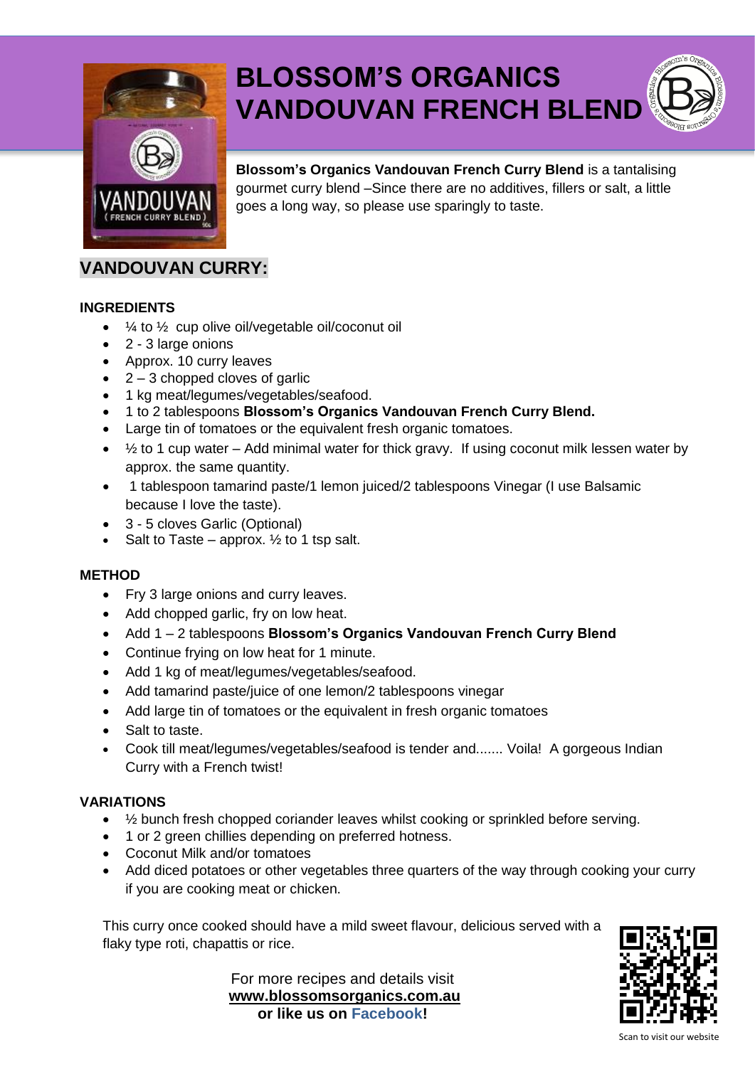# BLOSSOM'S ORGANICS VANDOUVAN FRENCH BLEND

**Blossom's Organics Vandouvan French Curry Blend** is a tantalising gourmet curry blend –Since there are no additives, fillers or salt, a little goes a long way, so please use sparingly to taste.

## VANDOUVAN CURRY:

### INGREDIENTS

- ¼ to ½ cup olive oil/vegetable oil/coconut oil
- 2 - 3 large onions
- Approx. 10 curry leaves
- 2 – 3 chopped cloves of garlic
- 1 kg meat/legumes/vegetables/seafood.
- 1 to 2 tablespoons **Blossom's Organics Vandouvan French Curry Blend.**
- Large tin of tomatoes or the equivalent fresh organic tomatoes.
- ½ to 1 cup water – Add minimal water for thick gravy. If using coconut milk lessen water by approx. the same quantity.
- 1 tablespoon tamarind paste/1 lemon juiced/2 tablespoons Vinegar (I use Balsamic because I love the taste).
- 3 - 5 cloves Garlic (Optional)
- Salt to Taste – approx. ½ to 1 tsp salt.

### METHOD

- Fry 3 large onions and curry leaves.
- Add chopped garlic, fry on low heat.
- Add 1 – 2 tablespoons **Blossom's Organics Vandouvan French Curry Blend**
- Continue frying on low heat for 1 minute.
- Add 1 kg of meat/legumes/vegetables/seafood.
- Add tamarind paste/juice of one lemon/2 tablespoons vinegar
- Add large tin of tomatoes or the equivalent in fresh organic tomatoes
- Salt to taste.
- Cook till meat/legumes/vegetables/seafood is tender and....... Voila! A gorgeous Indian Curry with a French twist!

### VARIATIONS

- ½ bunch fresh chopped coriander leaves whilst cooking or sprinkled before serving.
- 1 or 2 green chillies depending on preferred hotness.
- Coconut Milk and/or tomatoes
- Add diced potatoes or other vegetables three quarters of the way through cooking your curry if you are cooking meat or chicken.

This curry once cooked should have a mild sweet flavour, delicious served with a flaky type roti, chapattis or rice.

For more recipes and details visit
**www.blossomsorganics.com.au**
**or like us on Facebook!**

Scan to visit our website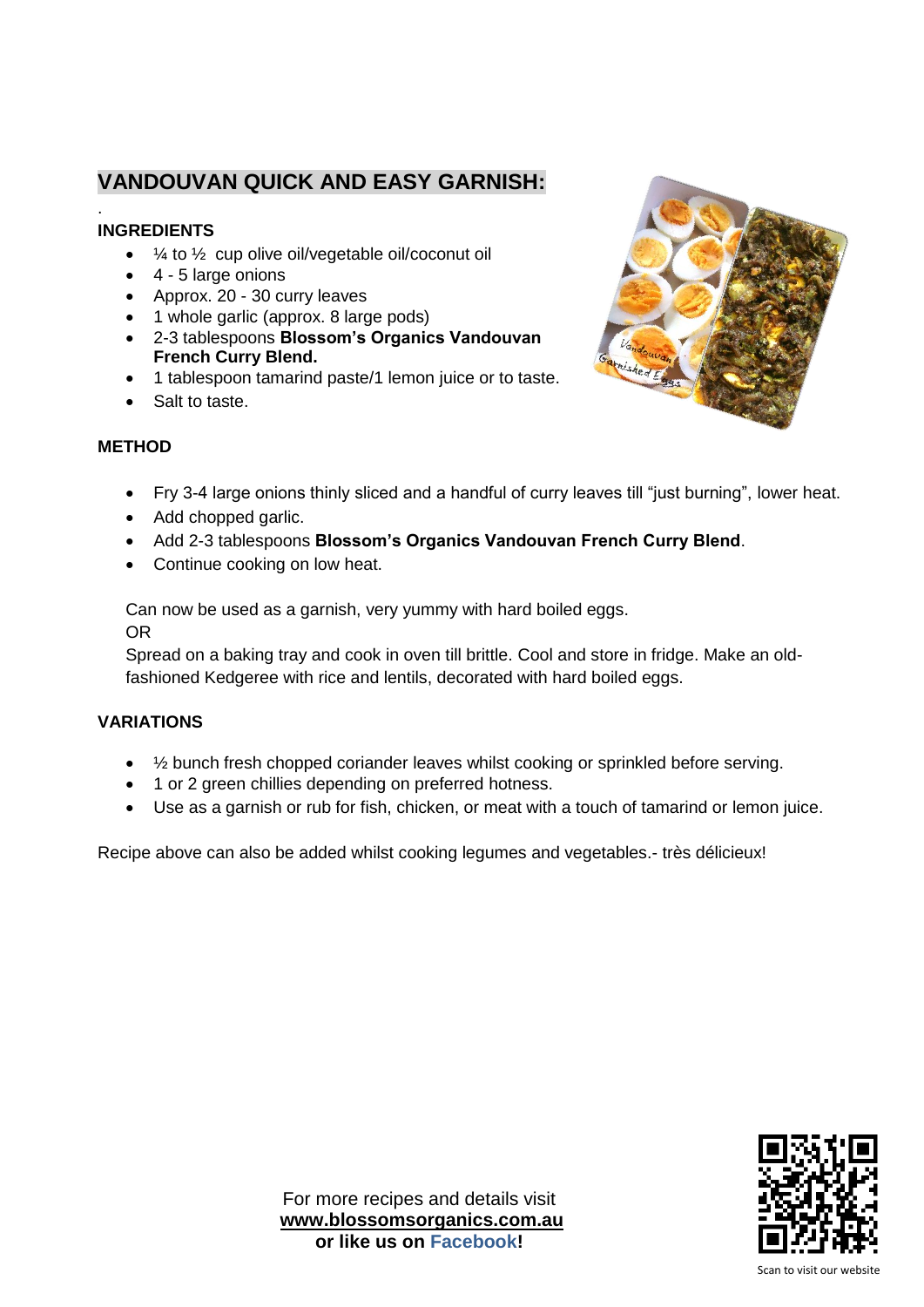## VANDOUVAN QUICK AND EASY GARNISH:

.

**INGREDIENTS**

- ¼ to ½  cup olive oil/vegetable oil/coconut oil
- 4 - 5 large onions
- Approx. 20 - 30 curry leaves
- 1 whole garlic (approx. 8 large pods)
- 2-3 tablespoons **Blossom's Organics Vandouvan French Curry Blend.**
- 1 tablespoon tamarind paste/1 lemon juice or to taste.
- Salt to taste.

**METHOD**

- Fry 3-4 large onions thinly sliced and a handful of curry leaves till "just burning", lower heat.
- Add chopped garlic.
- Add 2-3 tablespoons **Blossom's Organics Vandouvan French Curry Blend**.
- Continue cooking on low heat.

Can now be used as a garnish, very yummy with hard boiled eggs.
OR
Spread on a baking tray and cook in oven till brittle. Cool and store in fridge. Make an old-fashioned Kedgeree with rice and lentils, decorated with hard boiled eggs.

**VARIATIONS**

- ½ bunch fresh chopped coriander leaves whilst cooking or sprinkled before serving.
- 1 or 2 green chillies depending on preferred hotness.
- Use as a garnish or rub for fish, chicken, or meat with a touch of tamarind or lemon juice.

Recipe above can also be added whilst cooking legumes and vegetables.- très délicieux!

For more recipes and details visit
**www.blossomsorganics.com.au**
**or like us on Facebook!**

Scan to visit our website